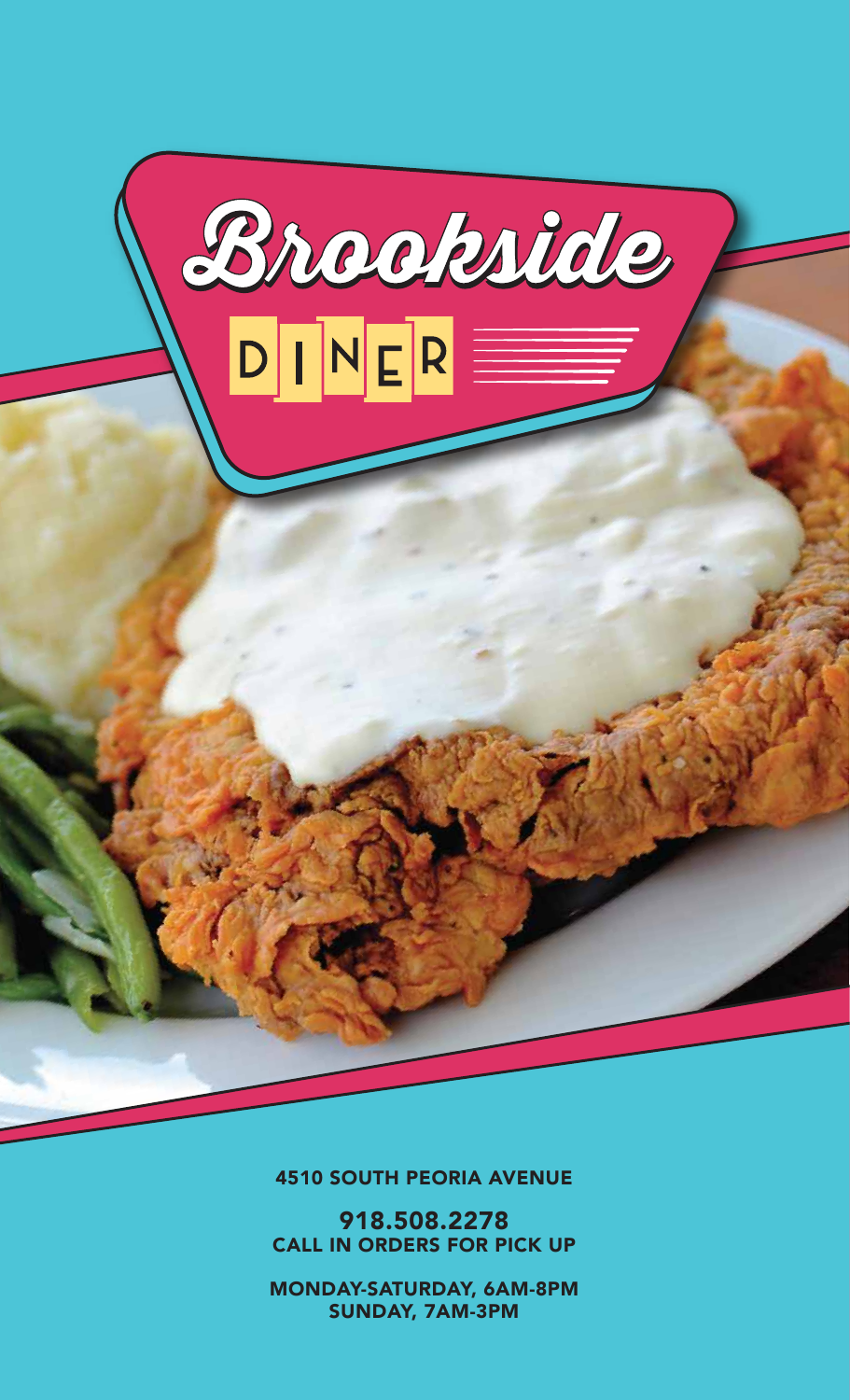# Brookside DINER

4510 SOUTH PEORIA AVENUE

**918.508.2278**
**CALL IN ORDERS FOR PICK UP**

**MONDAY-SATURDAY, 6AM-8PM**
**SUNDAY, 7AM-3PM**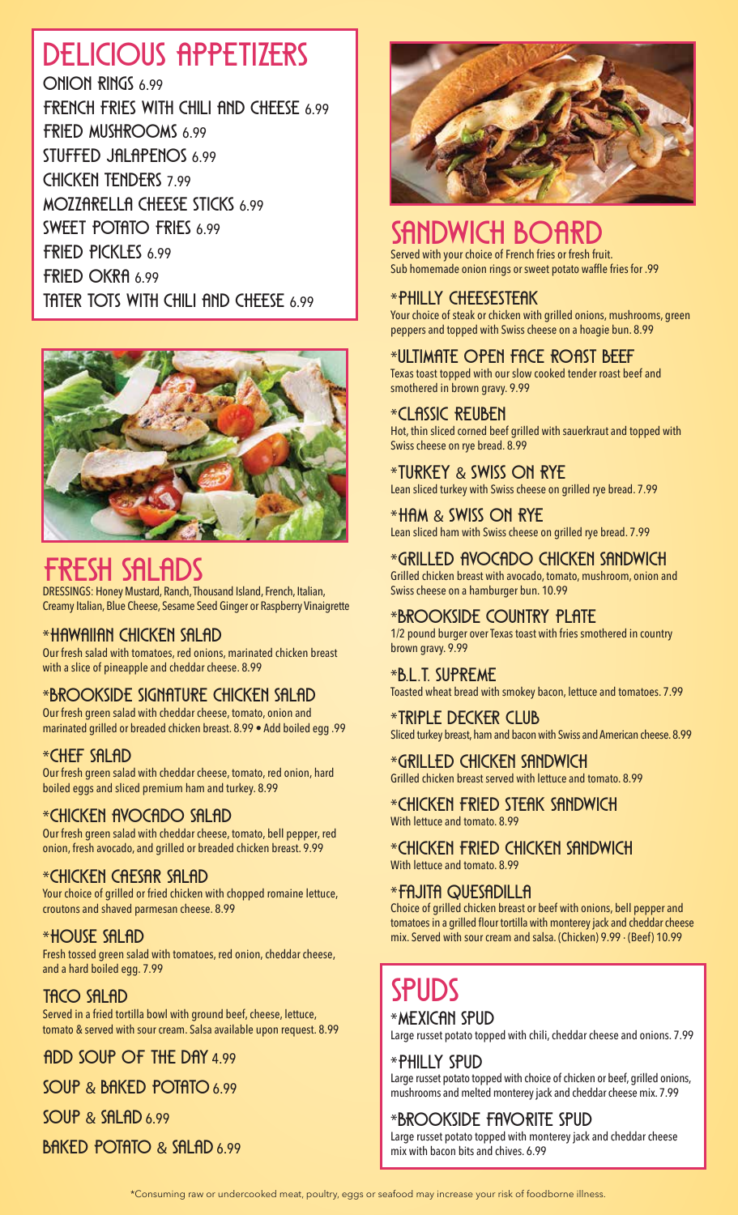# DELICIOUS APPETIZERS

ONION RINGS 6.99

FRENCH FRIES WITH CHILI AND CHEESE 6.99

FRIED MUSHROOMS 6.99

STUFFED JALAPENOS 6.99

CHICKEN TENDERS 7.99

MOZZARELLA CHEESE STICKS 6.99

SWEET POTATO FRIES 6.99

FRIED PICKLES 6.99

FRIED OKRA 6.99

TATER TOTS WITH CHILI AND CHEESE 6.99

# FRESH SALADS

DRESSINGS: Honey Mustard, Ranch, Thousand Island, French, Italian, Creamy Italian, Blue Cheese, Sesame Seed Ginger or Raspberry Vinaigrette

### *HAWAIIAN CHICKEN SALAD
Our fresh salad with tomatoes, red onions, marinated chicken breast with a slice of pineapple and cheddar cheese. 8.99

### *BROOKSIDE SIGNATURE CHICKEN SALAD
Our fresh green salad with cheddar cheese, tomato, onion and marinated grilled or breaded chicken breast. 8.99 • Add boiled egg .99

### *CHEF SALAD
Our fresh green salad with cheddar cheese, tomato, red onion, hard boiled eggs and sliced premium ham and turkey. 8.99

### *CHICKEN AVOCADO SALAD
Our fresh green salad with cheddar cheese, tomato, bell pepper, red onion, fresh avocado, and grilled or breaded chicken breast. 9.99

### *CHICKEN CAESAR SALAD
Your choice of grilled or fried chicken with chopped romaine lettuce, croutons and shaved parmesan cheese. 8.99

### *HOUSE SALAD
Fresh tossed green salad with tomatoes, red onion, cheddar cheese, and a hard boiled egg. 7.99

### TACO SALAD
Served in a fried tortilla bowl with ground beef, cheese, lettuce, tomato & served with sour cream. Salsa available upon request. 8.99

ADD SOUP OF THE DAY 4.99

SOUP & BAKED POTATO 6.99

SOUP & SALAD 6.99

BAKED POTATO & SALAD 6.99

# SANDWICH BOARD

Served with your choice of French fries or fresh fruit.
Sub homemade onion rings or sweet potato waffle fries for .99

### *PHILLY CHEESESTEAK
Your choice of steak or chicken with grilled onions, mushrooms, green peppers and topped with Swiss cheese on a hoagie bun. 8.99

### *ULTIMATE OPEN FACE ROAST BEEF
Texas toast topped with our slow cooked tender roast beef and smothered in brown gravy. 9.99

### *CLASSIC REUBEN
Hot, thin sliced corned beef grilled with sauerkraut and topped with Swiss cheese on rye bread. 8.99

### *TURKEY & SWISS ON RYE
Lean sliced turkey with Swiss cheese on grilled rye bread. 7.99

### *HAM & SWISS ON RYE
Lean sliced ham with Swiss cheese on grilled rye bread. 7.99

### *GRILLED AVOCADO CHICKEN SANDWICH
Grilled chicken breast with avocado, tomato, mushroom, onion and Swiss cheese on a hamburger bun. 10.99

### *BROOKSIDE COUNTRY PLATE
1/2 pound burger over Texas toast with fries smothered in country brown gravy. 9.99

### *B.L.T. SUPREME
Toasted wheat bread with smokey bacon, lettuce and tomatoes. 7.99

### *TRIPLE DECKER CLUB
Sliced turkey breast, ham and bacon with Swiss and American cheese. 8.99

### *GRILLED CHICKEN SANDWICH
Grilled chicken breast served with lettuce and tomato. 8.99

### *CHICKEN FRIED STEAK SANDWICH
With lettuce and tomato. 8.99

### *CHICKEN FRIED CHICKEN SANDWICH
With lettuce and tomato. 8.99

### *FAJITA QUESADILLA
Choice of grilled chicken breast or beef with onions, bell pepper and tomatoes in a grilled flour tortilla with monterey jack and cheddar cheese mix. Served with sour cream and salsa. (Chicken) 9.99 · (Beef) 10.99

# SPUDS

### *MEXICAN SPUD
Large russet potato topped with chili, cheddar cheese and onions. 7.99

### *PHILLY SPUD
Large russet potato topped with choice of chicken or beef, grilled onions, mushrooms and melted monterey jack and cheddar cheese mix. 7.99

### *BROOKSIDE FAVORITE SPUD
Large russet potato topped with monterey jack and cheddar cheese mix with bacon bits and chives. 6.99

*Consuming raw or undercooked meat, poultry, eggs or seafood may increase your risk of foodborne illness.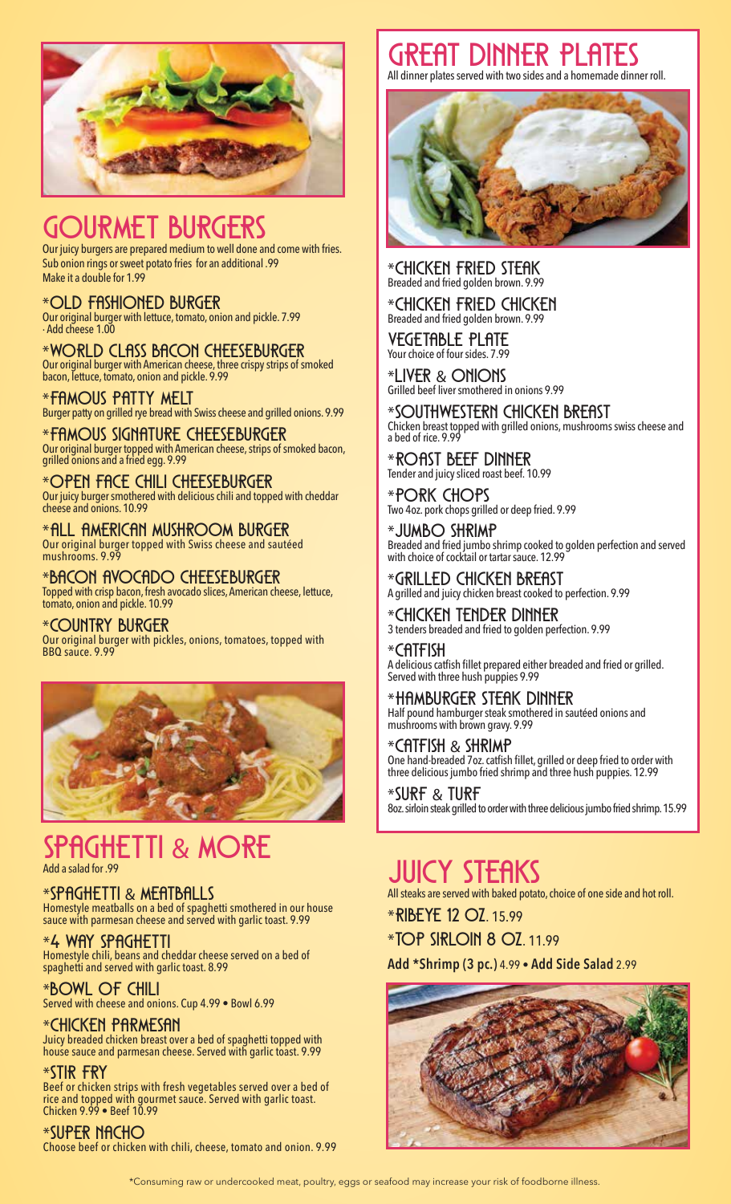# GOURMET BURGERS

Our juicy burgers are prepared medium to well done and come with fries. Sub onion rings or sweet potato fries for an additional .99
Make it a double for 1.99

### *OLD FASHIONED BURGER
Our original burger with lettuce, tomato, onion and pickle. 7.99
· Add cheese 1.00

### *WORLD CLASS BACON CHEESEBURGER
Our original burger with American cheese, three crispy strips of smoked bacon, lettuce, tomato, onion and pickle. 9.99

### *FAMOUS PATTY MELT
Burger patty on grilled rye bread with Swiss cheese and grilled onions. 9.99

### *FAMOUS SIGNATURE CHEESEBURGER
Our original burger topped with American cheese, strips of smoked bacon, grilled onions and a fried egg. 9.99

### *OPEN FACE CHILI CHEESEBURGER
Our juicy burger smothered with delicious chili and topped with cheddar cheese and onions. 10.99

### *ALL AMERICAN MUSHROOM BURGER
Our original burger topped with Swiss cheese and sautéed mushrooms. 9.99

### *BACON AVOCADO CHEESEBURGER
Topped with crisp bacon, fresh avocado slices, American cheese, lettuce, tomato, onion and pickle. 10.99

### *COUNTRY BURGER
Our original burger with pickles, onions, tomatoes, topped with BBQ sauce. 9.99

# SPAGHETTI & MORE

Add a salad for .99

### *SPAGHETTI & MEATBALLS
Homestyle meatballs on a bed of spaghetti smothered in our house sauce with parmesan cheese and served with garlic toast. 9.99

### *4 WAY SPAGHETTI
Homestyle chili, beans and cheddar cheese served on a bed of spaghetti and served with garlic toast. 8.99

### *BOWL OF CHILI
Served with cheese and onions. Cup 4.99 • Bowl 6.99

### *CHICKEN PARMESAN
Juicy breaded chicken breast over a bed of spaghetti topped with house sauce and parmesan cheese. Served with garlic toast. 9.99

### *STIR FRY
Beef or chicken strips with fresh vegetables served over a bed of rice and topped with gourmet sauce. Served with garlic toast.
Chicken 9.99 • Beef 10.99

### *SUPER NACHO
Choose beef or chicken with chili, cheese, tomato and onion. 9.99

# GREAT DINNER PLATES

All dinner plates served with two sides and a homemade dinner roll.

### *CHICKEN FRIED STEAK
Breaded and fried golden brown. 9.99

### *CHICKEN FRIED CHICKEN
Breaded and fried golden brown. 9.99

### VEGETABLE PLATE
Your choice of four sides. 7.99

### *LIVER & ONIONS
Grilled beef liver smothered in onions 9.99

### *SOUTHWESTERN CHICKEN BREAST
Chicken breast topped with grilled onions, mushrooms swiss cheese and a bed of rice. 9.99

### *ROAST BEEF DINNER
Tender and juicy sliced roast beef. 10.99

### *PORK CHOPS
Two 4oz. pork chops grilled or deep fried. 9.99

### *JUMBO SHRIMP
Breaded and fried jumbo shrimp cooked to golden perfection and served with choice of cocktail or tartar sauce. 12.99

### *GRILLED CHICKEN BREAST
A grilled and juicy chicken breast cooked to perfection. 9.99

### *CHICKEN TENDER DINNER
3 tenders breaded and fried to golden perfection. 9.99

### *CATFISH
A delicious catfish fillet prepared either breaded and fried or grilled. Served with three hush puppies 9.99

### *HAMBURGER STEAK DINNER
Half pound hamburger steak smothered in sautéed onions and mushrooms with brown gravy. 9.99

### *CATFISH & SHRIMP
One hand-breaded 7oz. catfish fillet, grilled or deep fried to order with three delicious jumbo fried shrimp and three hush puppies. 12.99

### *SURF & TURF
8oz. sirloin steak grilled to order with three delicious jumbo fried shrimp. 15.99

# JUICY STEAKS

All steaks are served with baked potato, choice of one side and hot roll.

### *RIBEYE 12 OZ. 15.99

### *TOP SIRLOIN 8 OZ. 11.99

**Add *Shrimp (3 pc.)** 4.99 • **Add Side Salad** 2.99

*Consuming raw or undercooked meat, poultry, eggs or seafood may increase your risk of foodborne illness.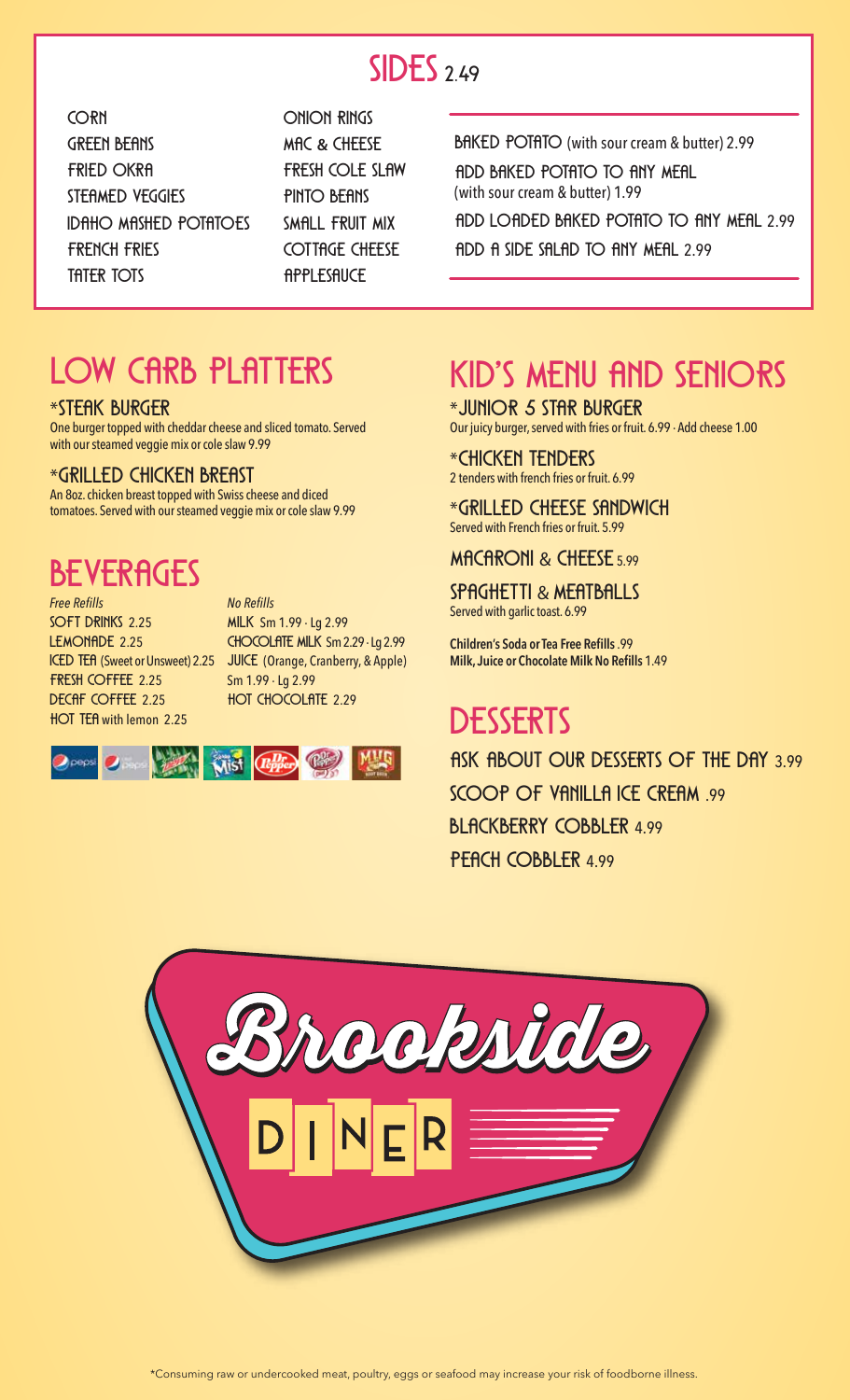## SIDES 2.49

- CORN
- GREEN BEANS
- FRIED OKRA
- STEAMED VEGGIES
- IDAHO MASHED POTATOES
- FRENCH FRIES
- TATER TOTS
- ONION RINGS
- MAC & CHEESE
- FRESH COLE SLAW
- PINTO BEANS
- SMALL FRUIT MIX
- COTTAGE CHEESE
- APPLESAUCE

BAKED POTATO (with sour cream & butter) 2.99

ADD BAKED POTATO TO ANY MEAL (with sour cream & butter) 1.99

ADD LOADED BAKED POTATO TO ANY MEAL 2.99

ADD A SIDE SALAD TO ANY MEAL 2.99

## LOW CARB PLATTERS

### *STEAK BURGER

One burger topped with cheddar cheese and sliced tomato. Served with our steamed veggie mix or cole slaw 9.99

### *GRILLED CHICKEN BREAST

An 8oz. chicken breast topped with Swiss cheese and diced tomatoes. Served with our steamed veggie mix or cole slaw 9.99

## BEVERAGES

*Free Refills*

- SOFT DRINKS 2.25
- LEMONADE 2.25
- ICED TEA (Sweet or Unsweet) 2.25
- FRESH COFFEE 2.25
- DECAF COFFEE 2.25
- HOT TEA with lemon 2.25

*No Refills*

- MILK Sm 1.99 · Lg 2.99
- CHOCOLATE MILK Sm 2.29 · Lg 2.99
- JUICE (Orange, Cranberry, & Apple) Sm 1.99 · Lg 2.99
- HOT CHOCOLATE 2.29

## KID'S MENU AND SENIORS

### *JUNIOR 5 STAR BURGER

Our juicy burger, served with fries or fruit. 6.99 · Add cheese 1.00

### *CHICKEN TENDERS

2 tenders with french fries or fruit. 6.99

### *GRILLED CHEESE SANDWICH

Served with French fries or fruit. 5.99

### MACARONI & CHEESE 5.99

### SPAGHETTI & MEATBALLS

Served with garlic toast. 6.99

**Children's Soda or Tea Free Refills** .99

**Milk, Juice or Chocolate Milk No Refills** 1.49

## DESSERTS

- ASK ABOUT OUR DESSERTS OF THE DAY 3.99
- SCOOP OF VANILLA ICE CREAM .99
- BLACKBERRY COBBLER 4.99
- PEACH COBBLER 4.99

# Brookside DINER

*Consuming raw or undercooked meat, poultry, eggs or seafood may increase your risk of foodborne illness.